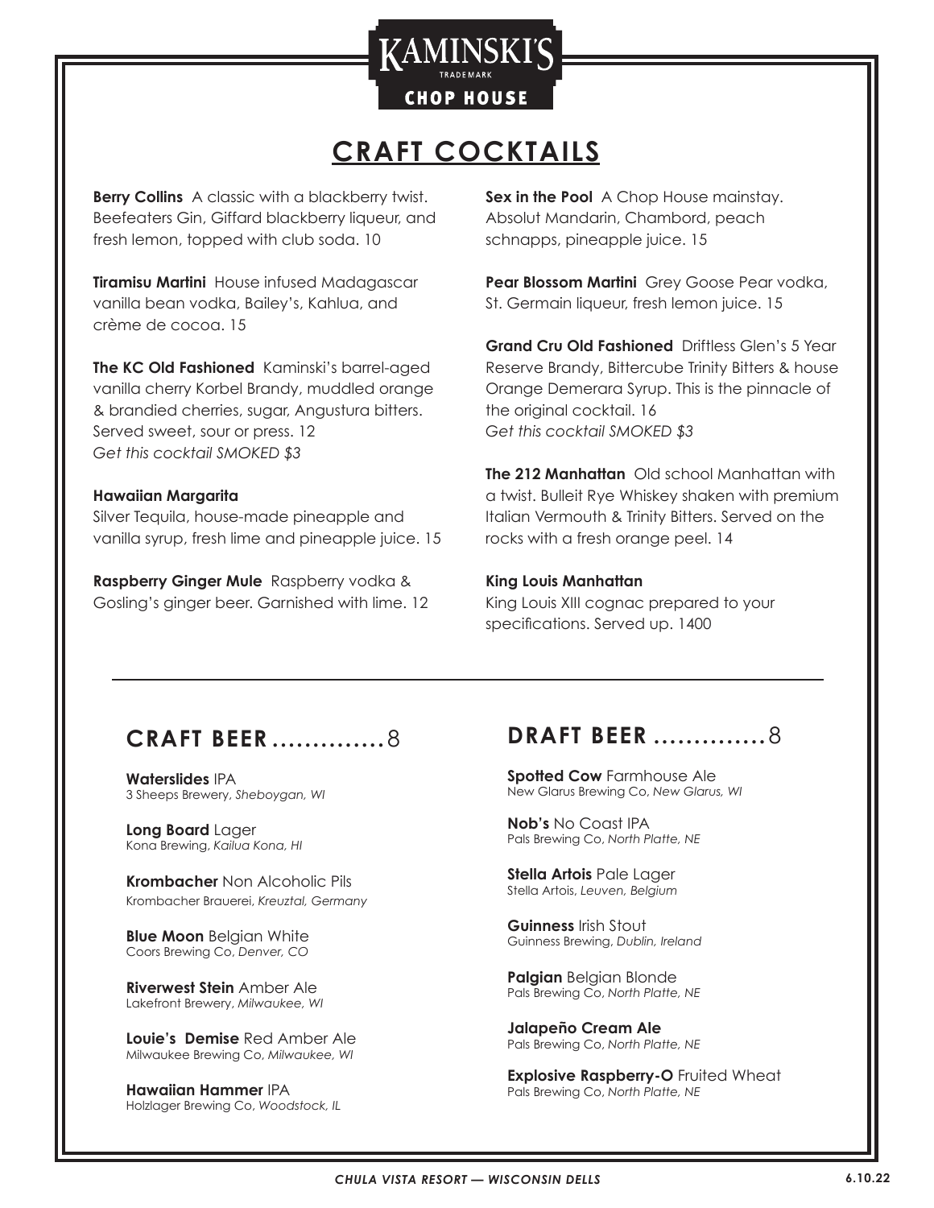# KAMINSKI'S
TRADEMARK
CHOP HOUSE

## CRAFT COCKTAILS

**Berry Collins** A classic with a blackberry twist. Beefeaters Gin, Giffard blackberry liqueur, and fresh lemon, topped with club soda. 10

**Tiramisu Martini** House infused Madagascar vanilla bean vodka, Bailey's, Kahlua, and crème de cocoa. 15

**The KC Old Fashioned** Kaminski's barrel-aged vanilla cherry Korbel Brandy, muddled orange & brandied cherries, sugar, Angustura bitters. Served sweet, sour or press. 12
*Get this cocktail SMOKED $3*

**Hawaiian Margarita**
Silver Tequila, house-made pineapple and vanilla syrup, fresh lime and pineapple juice. 15

**Raspberry Ginger Mule** Raspberry vodka & Gosling's ginger beer. Garnished with lime. 12

**Sex in the Pool** A Chop House mainstay. Absolut Mandarin, Chambord, peach schnapps, pineapple juice. 15

**Pear Blossom Martini** Grey Goose Pear vodka, St. Germain liqueur, fresh lemon juice. 15

**Grand Cru Old Fashioned** Driftless Glen's 5 Year Reserve Brandy, Bittercube Trinity Bitters & house Orange Demerara Syrup. This is the pinnacle of the original cocktail. 16
*Get this cocktail SMOKED $3*

**The 212 Manhattan** Old school Manhattan with a twist. Bulleit Rye Whiskey shaken with premium Italian Vermouth & Trinity Bitters. Served on the rocks with a fresh orange peel. 14

**King Louis Manhattan**
King Louis XIII cognac prepared to your specifications. Served up. 1400

## CRAFT BEER .............8

**Waterslides** IPA
3 Sheeps Brewery, *Sheboygan, WI*

**Long Board** Lager
Kona Brewing, *Kailua Kona, HI*

**Krombacher** Non Alcoholic Pils
Krombacher Brauerei, *Kreuztal, Germany*

**Blue Moon** Belgian White
Coors Brewing Co, *Denver, CO*

**Riverwest Stein** Amber Ale
Lakefront Brewery, *Milwaukee, WI*

**Louie's Demise** Red Amber Ale
Milwaukee Brewing Co, *Milwaukee, WI*

**Hawaiian Hammer** IPA
Holzlager Brewing Co, *Woodstock, IL*

## DRAFT BEER .............8

**Spotted Cow** Farmhouse Ale
New Glarus Brewing Co, *New Glarus, WI*

**Nob's** No Coast IPA
Pals Brewing Co, *North Platte, NE*

**Stella Artois** Pale Lager
Stella Artois, *Leuven, Belgium*

**Guinness** Irish Stout
Guinness Brewing, *Dublin, Ireland*

**Palgian** Belgian Blonde
Pals Brewing Co, *North Platte, NE*

**Jalapeño Cream Ale**
Pals Brewing Co, *North Platte, NE*

**Explosive Raspberry-O** Fruited Wheat
Pals Brewing Co, *North Platte, NE*

***CHULA VISTA RESORT — WISCONSIN DELLS*** **6.10.22**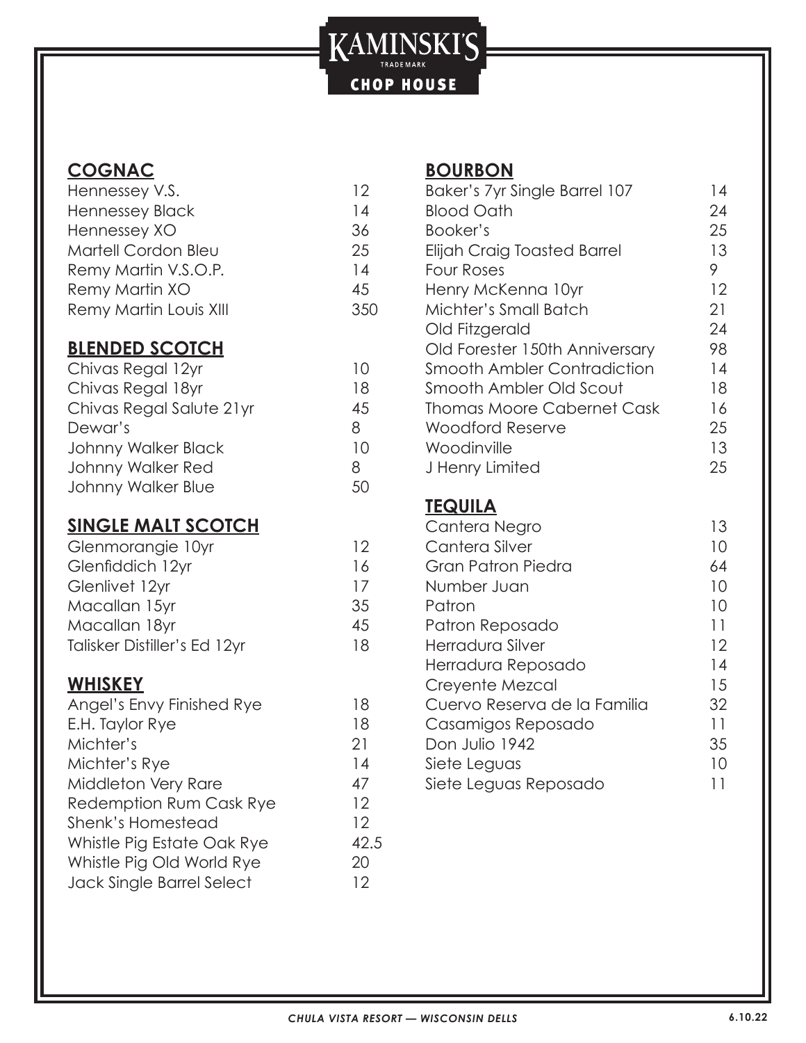# KAMINSKI'S

TRADEMARK

CHOP HOUSE

## COGNAC

| | |
|---|---|
| Hennessey V.S. | 12 |
| Hennessey Black | 14 |
| Hennessey XO | 36 |
| Martell Cordon Bleu | 25 |
| Remy Martin V.S.O.P. | 14 |
| Remy Martin XO | 45 |
| Remy Martin Louis XIII | 350 |

## BLENDED SCOTCH

| | |
|---|---|
| Chivas Regal 12yr | 10 |
| Chivas Regal 18yr | 18 |
| Chivas Regal Salute 21yr | 45 |
| Dewar's | 8 |
| Johnny Walker Black | 10 |
| Johnny Walker Red | 8 |
| Johnny Walker Blue | 50 |

## SINGLE MALT SCOTCH

| | |
|---|---|
| Glenmorangie 10yr | 12 |
| Glenfiddich 12yr | 16 |
| Glenlivet 12yr | 17 |
| Macallan 15yr | 35 |
| Macallan 18yr | 45 |
| Talisker Distiller's Ed 12yr | 18 |

## WHISKEY

| | |
|---|---|
| Angel's Envy Finished Rye | 18 |
| E.H. Taylor Rye | 18 |
| Michter's | 21 |
| Michter's Rye | 14 |
| Middleton Very Rare | 47 |
| Redemption Rum Cask Rye | 12 |
| Shenk's Homestead | 12 |
| Whistle Pig Estate Oak Rye | 42.5 |
| Whistle Pig Old World Rye | 20 |
| Jack Single Barrel Select | 12 |

## BOURBON

| | |
|---|---|
| Baker's 7yr Single Barrel 107 | 14 |
| Blood Oath | 24 |
| Booker's | 25 |
| Elijah Craig Toasted Barrel | 13 |
| Four Roses | 9 |
| Henry McKenna 10yr | 12 |
| Michter's Small Batch | 21 |
| Old Fitzgerald | 24 |
| Old Forester 150th Anniversary | 98 |
| Smooth Ambler Contradiction | 14 |
| Smooth Ambler Old Scout | 18 |
| Thomas Moore Cabernet Cask | 16 |
| Woodford Reserve | 25 |
| Woodinville | 13 |
| J Henry Limited | 25 |

## TEQUILA

| | |
|---|---|
| Cantera Negro | 13 |
| Cantera Silver | 10 |
| Gran Patron Piedra | 64 |
| Number Juan | 10 |
| Patron | 10 |
| Patron Reposado | 11 |
| Herradura Silver | 12 |
| Herradura Reposado | 14 |
| Creyente Mezcal | 15 |
| Cuervo Reserva de la Familia | 32 |
| Casamigos Reposado | 11 |
| Don Julio 1942 | 35 |
| Siete Leguas | 10 |
| Siete Leguas Reposado | 11 |

*CHULA VISTA RESORT — WISCONSIN DELLS*

6.10.22